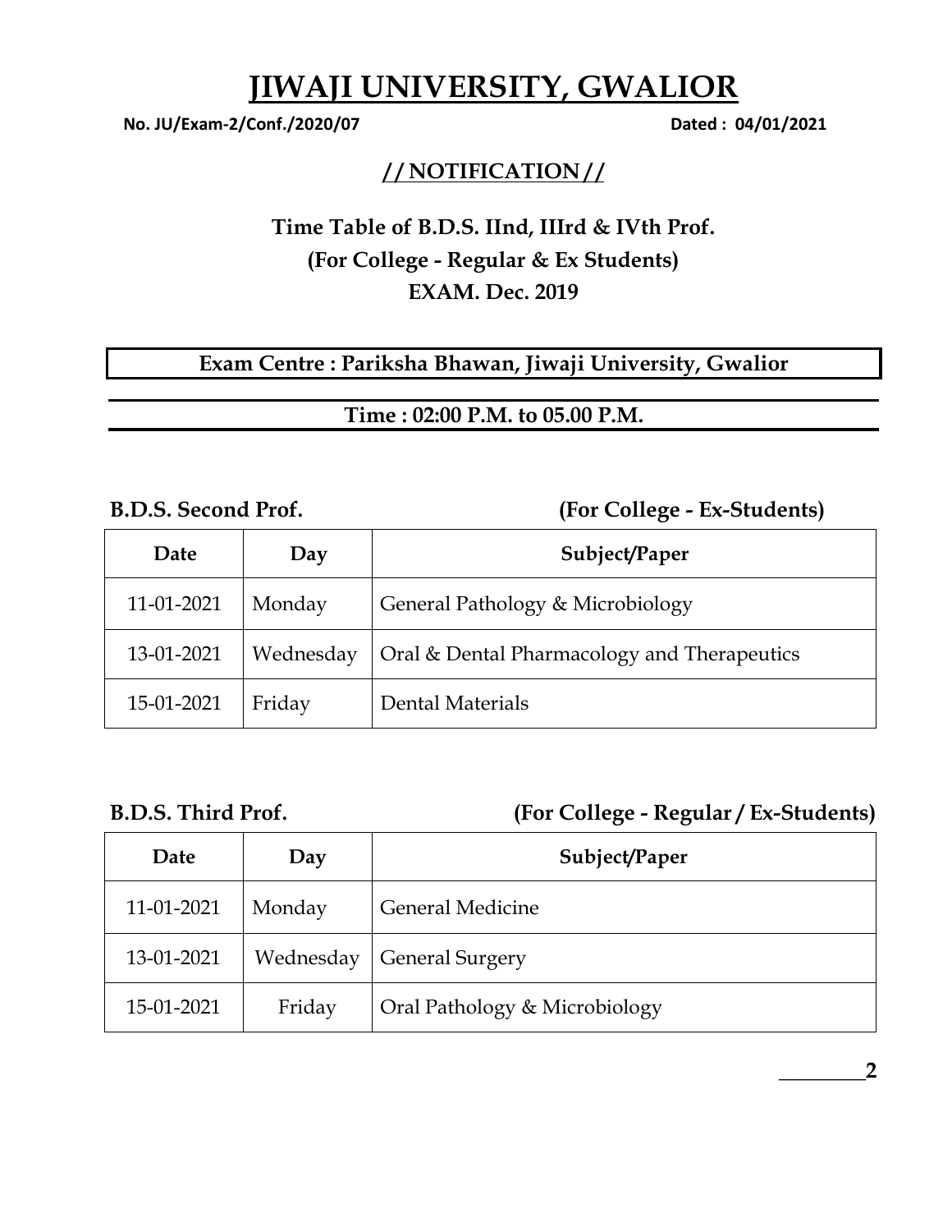# JIWAJI UNIVERSITY, GWALIOR

**No. JU/Exam-2/Conf./2020/07** **Dated : 04/01/2021**

## // NOTIFICATION //

### Time Table of B.D.S. IInd, IIIrd & IVth Prof.
### (For College - Regular & Ex Students)
### EXAM. Dec. 2019

**Exam Centre : Pariksha Bhawan, Jiwaji University, Gwalior**

**Time : 02:00 P.M. to 05.00 P.M.**

**B.D.S. Second Prof.** **(For College - Ex-Students)**

| Date | Day | Subject/Paper |
|---|---|---|
| 11-01-2021 | Monday | General Pathology & Microbiology |
| 13-01-2021 | Wednesday | Oral & Dental Pharmacology and Therapeutics |
| 15-01-2021 | Friday | Dental Materials |

**B.D.S. Third Prof.** **(For College - Regular / Ex-Students)**

| Date | Day | Subject/Paper |
|---|---|---|
| 11-01-2021 | Monday | General Medicine |
| 13-01-2021 | Wednesday | General Surgery |
| 15-01-2021 | Friday | Oral Pathology & Microbiology |

________2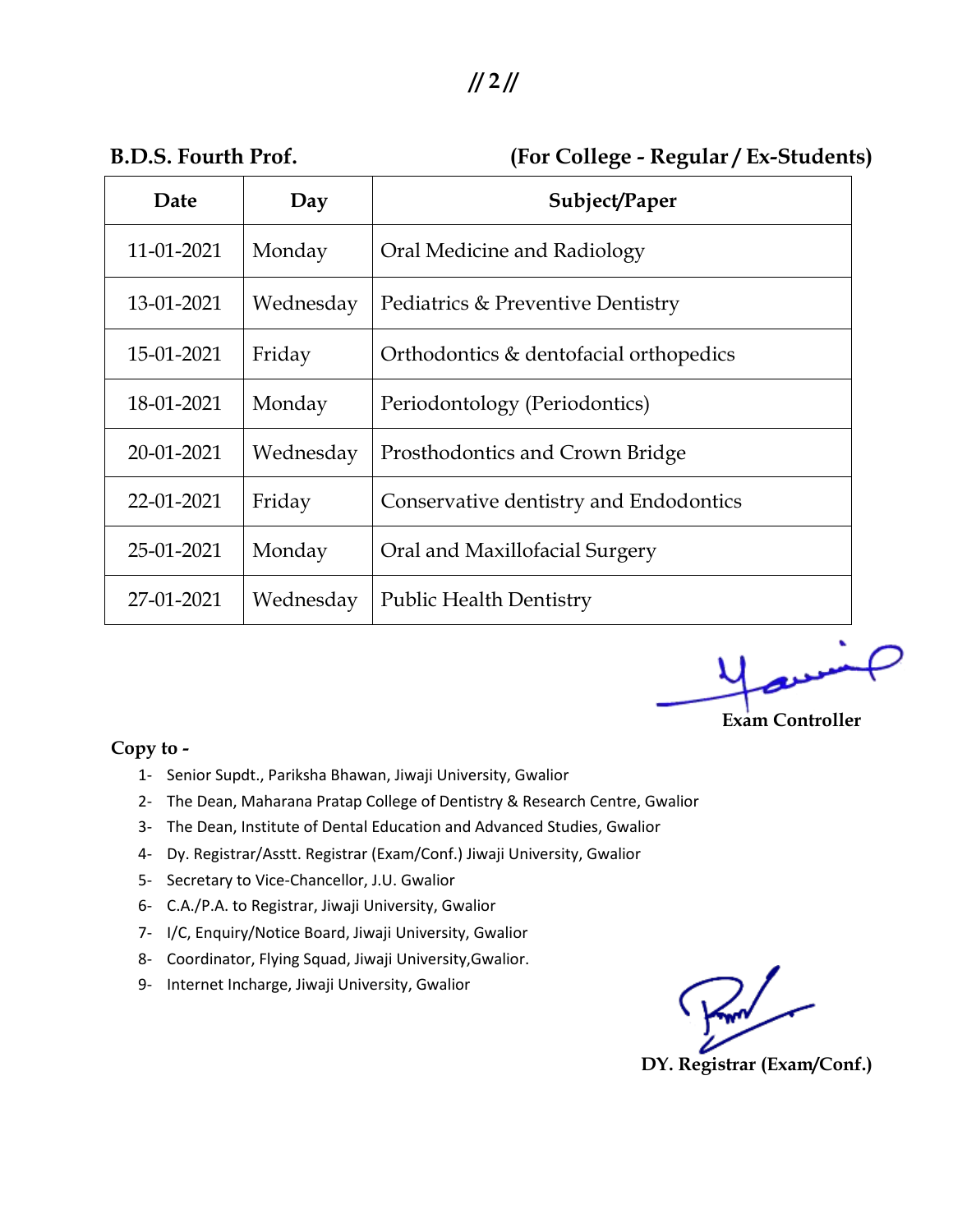**B.D.S. Fourth Prof.** **(For College - Regular / Ex-Students)**

| Date | Day | Subject/Paper |
|---|---|---|
| 11-01-2021 | Monday | Oral Medicine and Radiology |
| 13-01-2021 | Wednesday | Pediatrics & Preventive Dentistry |
| 15-01-2021 | Friday | Orthodontics & dentofacial orthopedics |
| 18-01-2021 | Monday | Periodontology (Periodontics) |
| 20-01-2021 | Wednesday | Prosthodontics and Crown Bridge |
| 22-01-2021 | Friday | Conservative dentistry and Endodontics |
| 25-01-2021 | Monday | Oral and Maxillofacial Surgery |
| 27-01-2021 | Wednesday | Public Health Dentistry |

**Exam Controller**

**Copy to -**

1- Senior Supdt., Pariksha Bhawan, Jiwaji University, Gwalior
2- The Dean, Maharana Pratap College of Dentistry & Research Centre, Gwalior
3- The Dean, Institute of Dental Education and Advanced Studies, Gwalior
4- Dy. Registrar/Asstt. Registrar (Exam/Conf.) Jiwaji University, Gwalior
5- Secretary to Vice-Chancellor, J.U. Gwalior
6- C.A./P.A. to Registrar, Jiwaji University, Gwalior
7- I/C, Enquiry/Notice Board, Jiwaji University, Gwalior
8- Coordinator, Flying Squad, Jiwaji University,Gwalior.
9- Internet Incharge, Jiwaji University, Gwalior

**DY. Registrar (Exam/Conf.)**